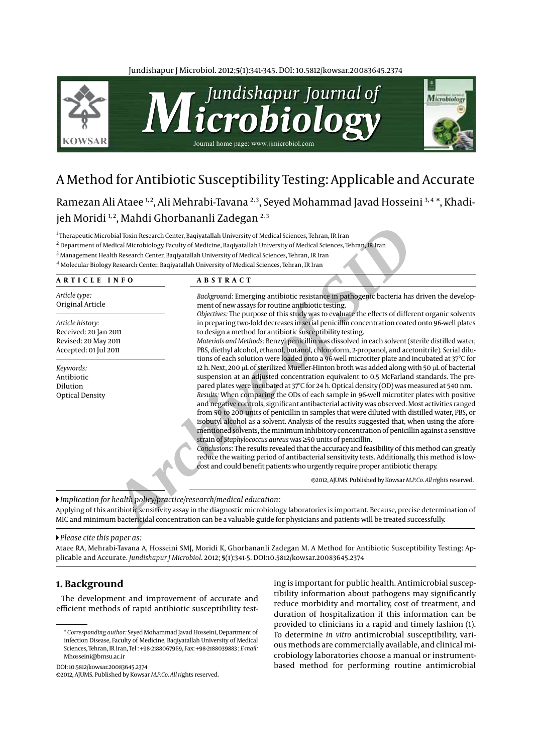# A Method for Antibiotic Susceptibility Testing: Applicable and Accurate

Ramezan Ali Ataee [1, 2], Ali Mehrabi-Tavana [2, 3], Seyed Mohammad Javad Hosseini [3, 4] *, Khadijeh Moridi [1, 2], Mahdi Ghorbananli Zadegan [2, 3]

[1] Therapeutic Microbial Toxin Research Center, Baqiyatallah University of Medical Sciences, Tehran, IR Iran
[2] Department of Medical Microbiology, Faculty of Medicine, Baqiyatallah University of Medical Sciences, Tehran, IR Iran
[3] Management Health Research Center, Baqiyatallah University of Medical Sciences, Tehran, IR Iran
[4] Molecular Biology Research Center, Baqiyatallah University of Medical Sciences, Tehran, IR Iran

**ARTICLE INFO**

*Article type:*
Original Article

*Article history:*
Received: 20 Jan 2011
Revised: 20 May 2011
Accepted: 01 Jul 2011

*Keywords:*
Antibiotic
Dilution
Optical Density

**ABSTRACT**

*Background:* Emerging antibiotic resistance in pathogenic bacteria has driven the development of new assays for routine antibiotic testing.

*Objectives:* The purpose of this study was to evaluate the effects of different organic solvents in preparing two-fold decreases in serial penicillin concentration coated onto 96-well plates to design a method for antibiotic susceptibility testing.

*Materials and Methods:* Benzyl penicillin was dissolved in each solvent (sterile distilled water, PBS, diethyl alcohol, ethanol, butanol, chloroform, 2-propanol, and acetonitrile). Serial dilutions of each solution were loaded onto a 96-well microtiter plate and incubated at 37°C for 12 h. Next, 200 μL of sterilized Mueller-Hinton broth was added along with 50 μL of bacterial suspension at an adjusted concentration equivalent to 0.5 McFarland standards. The prepared plates were incubated at 37°C for 24 h. Optical density (OD) was measured at 540 nm.

*Results:* When comparing the ODs of each sample in 96-well microtiter plates with positive and negative controls, significant antibacterial activity was observed. Most activities ranged from 50 to 200 units of penicillin in samples that were diluted with distilled water, PBS, or isobutyl alcohol as a solvent. Analysis of the results suggested that, when using the aforementioned solvents, the minimum inhibitory concentration of penicillin against a sensitive strain of *Staphylococcus aureus* was ≥50 units of penicillin.

*Conclusions:* The results revealed that the accuracy and feasibility of this method can greatly reduce the waiting period of antibacterial sensitivity tests. Additionally, this method is low-cost and could benefit patients who urgently require proper antibiotic therapy.

©2012, AJUMS. Published by Kowsar *M.P.Co. All* rights reserved.

▶ *Implication for health policy/practice/research/medical education:*

Applying of this antibiotic sensitivity assay in the diagnostic microbiology laboratories is important. Because, precise determination of MIC and minimum bactericidal concentration can be a valuable guide for physicians and patients will be treated successfully.

▶ *Please cite this paper as:*

Ataee RA, Mehrabi-Tavana A, Hosseini SMJ, Moridi K, Ghorbananli Zadegan M. A Method for Antibiotic Susceptibility Testing: Applicable and Accurate. *Jundishapur J Microbiol*. 2012; **5**(1):341-5. DOI:10.5812/kowsar.20083645.2374

## 1. Background

The development and improvement of accurate and efficient methods of rapid antibiotic susceptibility testing is important for public health. Antimicrobial susceptibility information about pathogens may significantly reduce morbidity and mortality, cost of treatment, and duration of hospitalization if this information can be provided to clinicians in a rapid and timely fashion (1). To determine *in vitro* antimicrobial susceptibility, various methods are commercially available, and clinical microbiology laboratories choose a manual or instrument-based method for performing routine antimicrobial

---

* *Corresponding author:* Seyed Mohammad Javad Hosseini, Department of infection Disease, Faculty of Medicine, Baqiyatallah University of Medical Sciences, Tehran, IR Iran, Tel : +98-2188067969, Fax: +98-2188039883 ; *E-mail:* Mhosseini@bmsu.ac.ir

DOI: 10.5812/kowsar.20083645.2374

©2012, AJUMS. Published by Kowsar *M.P.Co. All* rights reserved.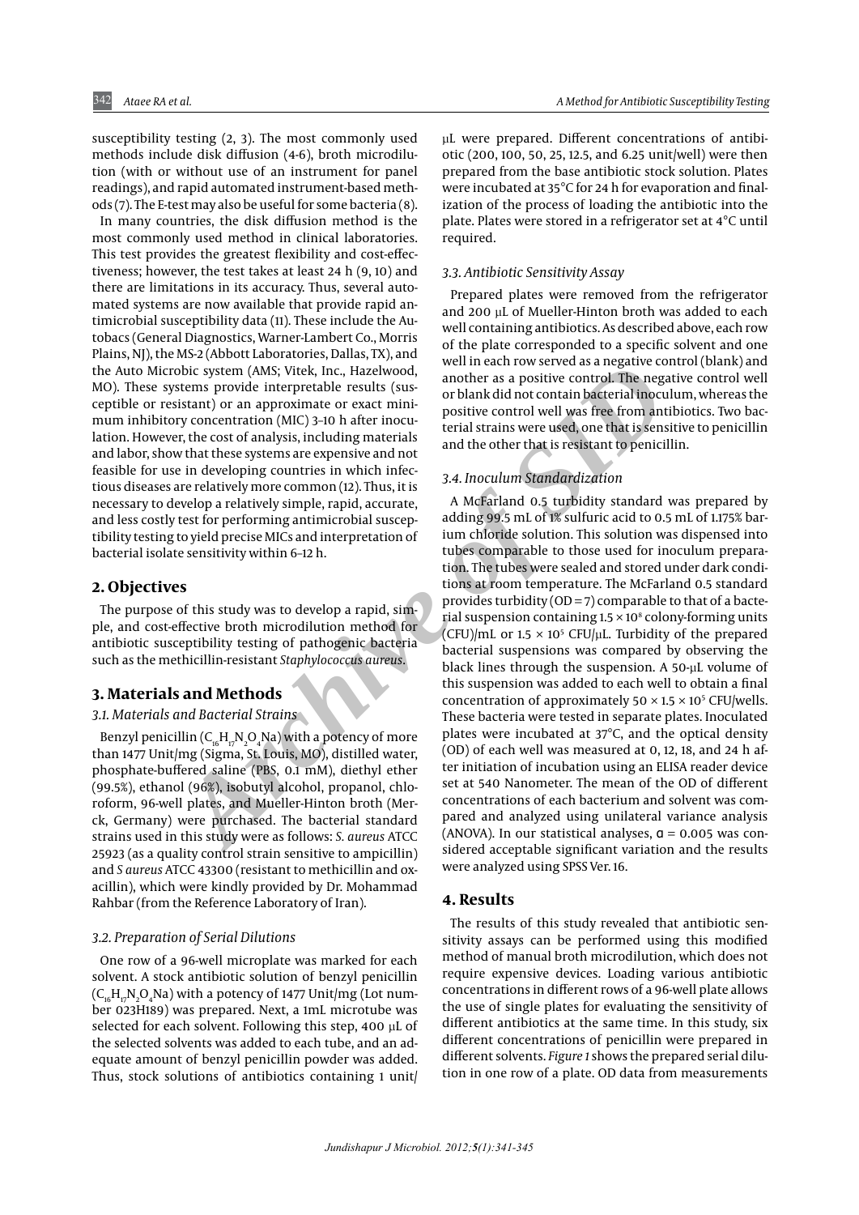susceptibility testing (2, 3). The most commonly used methods include disk diffusion (4-6), broth microdilution (with or without use of an instrument for panel readings), and rapid automated instrument-based methods (7). The E-test may also be useful for some bacteria (8).

In many countries, the disk diffusion method is the most commonly used method in clinical laboratories. This test provides the greatest flexibility and cost-effectiveness; however, the test takes at least 24 h (9, 10) and there are limitations in its accuracy. Thus, several automated systems are now available that provide rapid antimicrobial susceptibility data (11). These include the Autobacs (General Diagnostics, Warner-Lambert Co., Morris Plains, NJ), the MS-2 (Abbott Laboratories, Dallas, TX), and the Auto Microbic system (AMS; Vitek, Inc., Hazelwood, MO). These systems provide interpretable results (susceptible or resistant) or an approximate or exact minimum inhibitory concentration (MIC) 3–10 h after inoculation. However, the cost of analysis, including materials and labor, show that these systems are expensive and not feasible for use in developing countries in which infectious diseases are relatively more common (12). Thus, it is necessary to develop a relatively simple, rapid, accurate, and less costly test for performing antimicrobial susceptibility testing to yield precise MICs and interpretation of bacterial isolate sensitivity within 6–12 h.

## 2. Objectives

The purpose of this study was to develop a rapid, simple, and cost-effective broth microdilution method for antibiotic susceptibility testing of pathogenic bacteria such as the methicillin-resistant *Staphylococcus aureus*.

## 3. Materials and Methods

### 3.1. Materials and Bacterial Strains

Benzyl penicillin ($C_{16}H_{17}N_2O_4Na$) with a potency of more than 1477 Unit/mg (Sigma, St. Louis, MO), distilled water, phosphate-buffered saline (PBS, 0.1 mM), diethyl ether (99.5%), ethanol (96%), isobutyl alcohol, propanol, chloroform, 96-well plates, and Mueller-Hinton broth (Merck, Germany) were purchased. The bacterial standard strains used in this study were as follows: *S. aureus* ATCC 25923 (as a quality control strain sensitive to ampicillin) and *S aureus* ATCC 43300 (resistant to methicillin and oxacillin), which were kindly provided by Dr. Mohammad Rahbar (from the Reference Laboratory of Iran).

### 3.2. Preparation of Serial Dilutions

One row of a 96-well microplate was marked for each solvent. A stock antibiotic solution of benzyl penicillin ($C_{16}H_{17}N_2O_4Na$) with a potency of 1477 Unit/mg (Lot number 023H189) was prepared. Next, a 1mL microtube was selected for each solvent. Following this step, 400 µL of the selected solvents was added to each tube, and an adequate amount of benzyl penicillin powder was added. Thus, stock solutions of antibiotics containing 1 unit/µL were prepared. Different concentrations of antibiotic (200, 100, 50, 25, 12.5, and 6.25 unit/well) were then prepared from the base antibiotic stock solution. Plates were incubated at 35°C for 24 h for evaporation and finalization of the process of loading the antibiotic into the plate. Plates were stored in a refrigerator set at 4°C until required.

### 3.3. Antibiotic Sensitivity Assay

Prepared plates were removed from the refrigerator and 200 µL of Mueller-Hinton broth was added to each well containing antibiotics. As described above, each row of the plate corresponded to a specific solvent and one well in each row served as a negative control (blank) and another as a positive control. The negative control well or blank did not contain bacterial inoculum, whereas the positive control well was free from antibiotics. Two bacterial strains were used, one that is sensitive to penicillin and the other that is resistant to penicillin.

### 3.4. Inoculum Standardization

A McFarland 0.5 turbidity standard was prepared by adding 99.5 mL of 1% sulfuric acid to 0.5 mL of 1.175% barium chloride solution. This solution was dispensed into tubes comparable to those used for inoculum preparation. The tubes were sealed and stored under dark conditions at room temperature. The McFarland 0.5 standard provides turbidity (OD = 7) comparable to that of a bacterial suspension containing $1.5 \times 10^8$ colony-forming units (CFU)/mL or $1.5 \times 10^5$ CFU/µL. Turbidity of the prepared bacterial suspensions was compared by observing the black lines through the suspension. A 50-µL volume of this suspension was added to each well to obtain a final concentration of approximately $50 \times 1.5 \times 10^5$ CFU/wells. These bacteria were tested in separate plates. Inoculated plates were incubated at 37°C, and the optical density (OD) of each well was measured at 0, 12, 18, and 24 h after initiation of incubation using an ELISA reader device set at 540 Nanometer. The mean of the OD of different concentrations of each bacterium and solvent was compared and analyzed using unilateral variance analysis (ANOVA). In our statistical analyses, $\alpha = 0.005$ was considered acceptable significant variation and the results were analyzed using SPSS Ver. 16.

## 4. Results

The results of this study revealed that antibiotic sensitivity assays can be performed using this modified method of manual broth microdilution, which does not require expensive devices. Loading various antibiotic concentrations in different rows of a 96-well plate allows the use of single plates for evaluating the sensitivity of different antibiotics at the same time. In this study, six different concentrations of penicillin were prepared in different solvents. *Figure 1* shows the prepared serial dilution in one row of a plate. OD data from measurements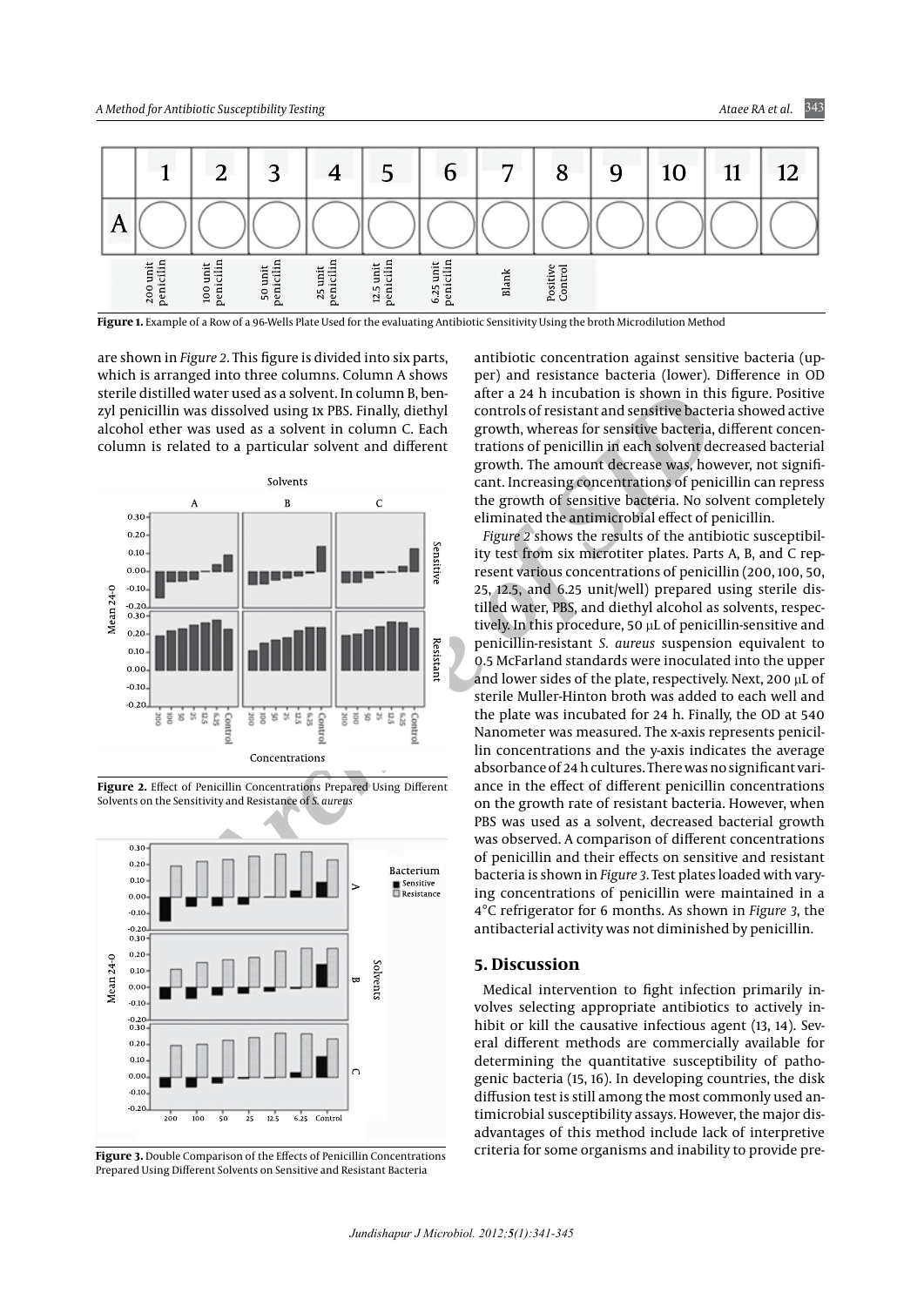| | 1 | 2 | 3 | 4 | 5 | 6 | 7 | 8 | 9 | 10 | 11 | 12 |
|---|---|---|---|---|---|---|---|---|---|---|---|---|
| A | ◯ | ◯ | ◯ | ◯ | ◯ | ◯ | ◯ | ◯ | ◯ | ◯ | ◯ | ◯ |
| | 200 unit penicilin | 100 unit penicilin | 50 unit penicilin | 25 unit penicilin | 12.5 unit penicilin | 6.25 unit penicilin | Blank | Positive Control | | | | |

**Figure 1.** Example of a Row of a 96-Wells Plate Used for the evaluating Antibiotic Sensitivity Using the broth Microdilution Method

are shown in *Figure 2*. This figure is divided into six parts, which is arranged into three columns. Column A shows sterile distilled water used as a solvent. In column B, benzyl penicillin was dissolved using 1x PBS. Finally, diethyl alcohol ether was used as a solvent in column C. Each column is related to a particular solvent and different antibiotic concentration against sensitive bacteria (upper) and resistance bacteria (lower). Difference in OD after a 24 h incubation is shown in this figure. Positive controls of resistant and sensitive bacteria showed active growth, whereas for sensitive bacteria, different concentrations of penicillin in each solvent decreased bacterial growth. The amount decrease was, however, not significant. Increasing concentrations of penicillin can repress the growth of sensitive bacteria. No solvent completely eliminated the antimicrobial effect of penicillin.

**Figure 2.** Effect of Penicillin Concentrations Prepared Using Different Solvents on the Sensitivity and Resistance of *S. aureus*

**Figure 3.** Double Comparison of the Effects of Penicillin Concentrations Prepared Using Different Solvents on Sensitive and Resistant Bacteria

*Figure 2* shows the results of the antibiotic susceptibility test from six microtiter plates. Parts A, B, and C represent various concentrations of penicillin (200, 100, 50, 25, 12.5, and 6.25 unit/well) prepared using sterile distilled water, PBS, and diethyl alcohol as solvents, respectively. In this procedure, 50 μL of penicillin-sensitive and penicillin-resistant *S. aureus* suspension equivalent to 0.5 McFarland standards were inoculated into the upper and lower sides of the plate, respectively. Next, 200 μL of sterile Muller-Hinton broth was added to each well and the plate was incubated for 24 h. Finally, the OD at 540 Nanometer was measured. The x-axis represents penicillin concentrations and the y-axis indicates the average absorbance of 24 h cultures. There was no significant variance in the effect of different penicillin concentrations on the growth rate of resistant bacteria. However, when PBS was used as a solvent, decreased bacterial growth was observed. A comparison of different concentrations of penicillin and their effects on sensitive and resistant bacteria is shown in *Figure 3*. Test plates loaded with varying concentrations of penicillin were maintained in a 4°C refrigerator for 6 months. As shown in *Figure 3*, the antibacterial activity was not diminished by penicillin.

## 5. Discussion

Medical intervention to fight infection primarily involves selecting appropriate antibiotics to actively inhibit or kill the causative infectious agent (13, 14). Several different methods are commercially available for determining the quantitative susceptibility of pathogenic bacteria (15, 16). In developing countries, the disk diffusion test is still among the most commonly used antimicrobial susceptibility assays. However, the major disadvantages of this method include lack of interpretive criteria for some organisms and inability to provide pre-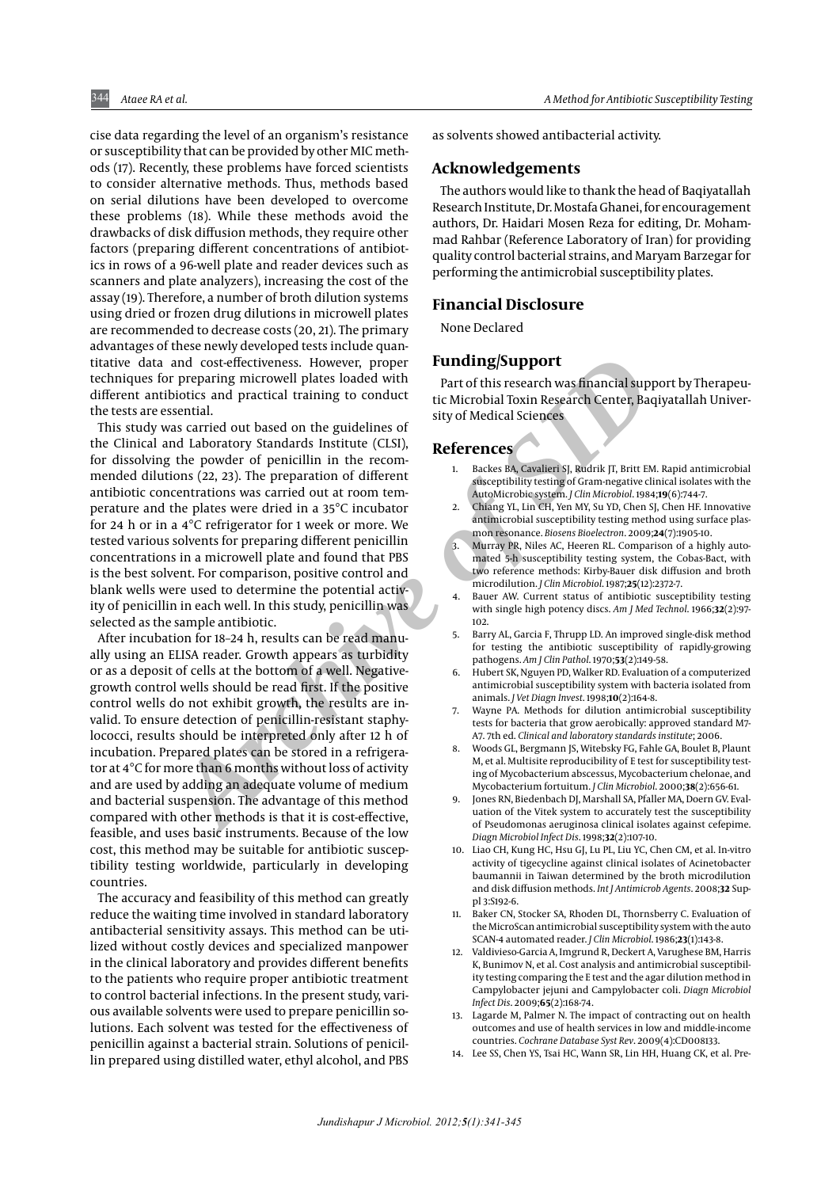cise data regarding the level of an organism's resistance or susceptibility that can be provided by other MIC methods (17). Recently, these problems have forced scientists to consider alternative methods. Thus, methods based on serial dilutions have been developed to overcome these problems (18). While these methods avoid the drawbacks of disk diffusion methods, they require other factors (preparing different concentrations of antibiotics in rows of a 96-well plate and reader devices such as scanners and plate analyzers), increasing the cost of the assay (19). Therefore, a number of broth dilution systems using dried or frozen drug dilutions in microwell plates are recommended to decrease costs (20, 21). The primary advantages of these newly developed tests include quantitative data and cost-effectiveness. However, proper techniques for preparing microwell plates loaded with different antibiotics and practical training to conduct the tests are essential.

This study was carried out based on the guidelines of the Clinical and Laboratory Standards Institute (CLSI), for dissolving the powder of penicillin in the recommended dilutions (22, 23). The preparation of different antibiotic concentrations was carried out at room temperature and the plates were dried in a 35°C incubator for 24 h or in a 4°C refrigerator for 1 week or more. We tested various solvents for preparing different penicillin concentrations in a microwell plate and found that PBS is the best solvent. For comparison, positive control and blank wells were used to determine the potential activity of penicillin in each well. In this study, penicillin was selected as the sample antibiotic.

After incubation for 18–24 h, results can be read manually using an ELISA reader. Growth appears as turbidity or as a deposit of cells at the bottom of a well. Negative-growth control wells should be read first. If the positive control wells do not exhibit growth, the results are invalid. To ensure detection of penicillin-resistant staphylococci, results should be interpreted only after 12 h of incubation. Prepared plates can be stored in a refrigerator at 4°C for more than 6 months without loss of activity and are used by adding an adequate volume of medium and bacterial suspension. The advantage of this method compared with other methods is that it is cost-effective, feasible, and uses basic instruments. Because of the low cost, this method may be suitable for antibiotic susceptibility testing worldwide, particularly in developing countries.

The accuracy and feasibility of this method can greatly reduce the waiting time involved in standard laboratory antibacterial sensitivity assays. This method can be utilized without costly devices and specialized manpower in the clinical laboratory and provides different benefits to the patients who require proper antibiotic treatment to control bacterial infections. In the present study, various available solvents were used to prepare penicillin solutions. Each solvent was tested for the effectiveness of penicillin against a bacterial strain. Solutions of penicillin prepared using distilled water, ethyl alcohol, and PBS as solvents showed antibacterial activity.

## Acknowledgements

The authors would like to thank the head of Baqiyatallah Research Institute, Dr. Mostafa Ghanei, for encouragement authors, Dr. Haidari Mosen Reza for editing, Dr. Mohammad Rahbar (Reference Laboratory of Iran) for providing quality control bacterial strains, and Maryam Barzegar for performing the antimicrobial susceptibility plates.

## Financial Disclosure

None Declared

## Funding/Support

Part of this research was financial support by Therapeutic Microbial Toxin Research Center, Baqiyatallah University of Medical Sciences

## References

1. Backes BA, Cavalieri SJ, Rudrik JT, Britt EM. Rapid antimicrobial susceptibility testing of Gram-negative clinical isolates with the AutoMicrobic system. *J Clin Microbiol*. 1984;**19**(6):744-7.
2. Chiang YL, Lin CH, Yen MY, Su YD, Chen SJ, Chen HF. Innovative antimicrobial susceptibility testing method using surface plasmon resonance. *Biosens Bioelectron*. 2009;**24**(7):1905-10.
3. Murray PR, Niles AC, Heeren RL. Comparison of a highly automated 5-h susceptibility testing system, the Cobas-Bact, with two reference methods: Kirby-Bauer disk diffusion and broth microdilution. *J Clin Microbiol*. 1987;**25**(12):2372-7.
4. Bauer AW. Current status of antibiotic susceptibility testing with single high potency discs. *Am J Med Technol*. 1966;**32**(2):97-102.
5. Barry AL, Garcia F, Thrupp LD. An improved single-disk method for testing the antibiotic susceptibility of rapidly-growing pathogens. *Am J Clin Pathol*. 1970;**53**(2):149-58.
6. Hubert SK, Nguyen PD, Walker RD. Evaluation of a computerized antimicrobial susceptibility system with bacteria isolated from animals. *J Vet Diagn Invest*. 1998;**10**(2):164-8.
7. Wayne PA. Methods for dilution antimicrobial susceptibility tests for bacteria that grow aerobically: approved standard M7-A7. 7th ed. *Clinical and laboratory standards institute*; 2006.
8. Woods GL, Bergmann JS, Witebsky FG, Fahle GA, Boulet B, Plaunt M, et al. Multisite reproducibility of E test for susceptibility testing of Mycobacterium abscessus, Mycobacterium chelonae, and Mycobacterium fortuitum. *J Clin Microbiol*. 2000;**38**(2):656-61.
9. Jones RN, Biedenbach DJ, Marshall SA, Pfaller MA, Doern GV. Evaluation of the Vitek system to accurately test the susceptibility of Pseudomonas aeruginosa clinical isolates against cefepime. *Diagn Microbiol Infect Dis*. 1998;**32**(2):107-10.
10. Liao CH, Kung HC, Hsu GJ, Lu PL, Liu YC, Chen CM, et al. In-vitro activity of tigecycline against clinical isolates of Acinetobacter baumannii in Taiwan determined by the broth microdilution and disk diffusion methods. *Int J Antimicrob Agents*. 2008;**32** Suppl 3:S192-6.
11. Baker CN, Stocker SA, Rhoden DL, Thornsberry C. Evaluation of the MicroScan antimicrobial susceptibility system with the auto SCAN-4 automated reader. *J Clin Microbiol*. 1986;**23**(1):143-8.
12. Valdivieso-Garcia A, Imgrund R, Deckert A, Varughese BM, Harris K, Bunimov N, et al. Cost analysis and antimicrobial susceptibility testing comparing the E test and the agar dilution method in Campylobacter jejuni and Campylobacter coli. *Diagn Microbiol Infect Dis*. 2009;**65**(2):168-74.
13. Lagarde M, Palmer N. The impact of contracting out on health outcomes and use of health services in low and middle-income countries. *Cochrane Database Syst Rev*. 2009(4):CD008133.
14. Lee SS, Chen YS, Tsai HC, Wann SR, Lin HH, Huang CK, et al. Pre-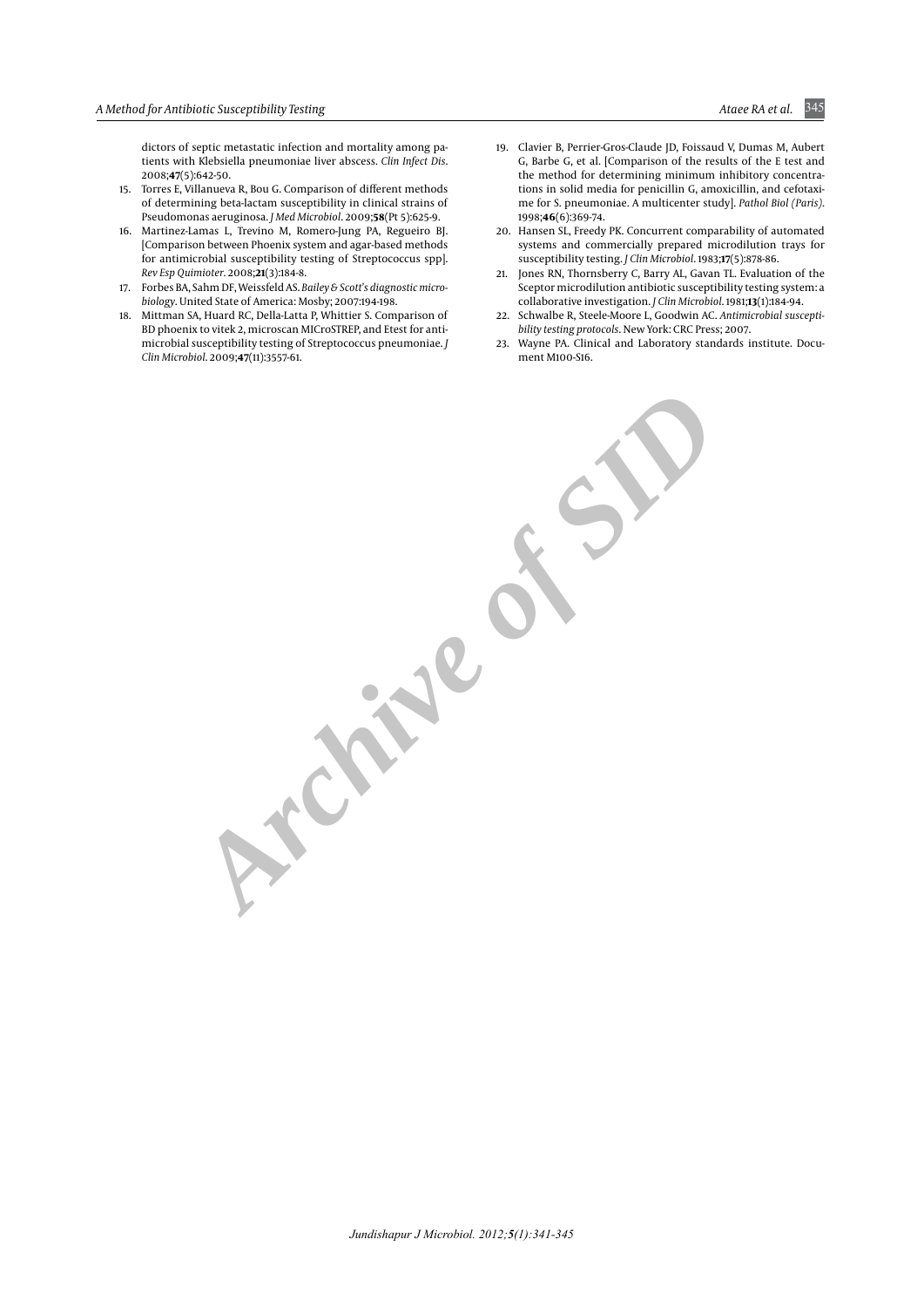dictors of septic metastatic infection and mortality among patients with Klebsiella pneumoniae liver abscess. *Clin Infect Dis*. 2008;**47**(5):642-50.

15. Torres E, Villanueva R, Bou G. Comparison of different methods of determining beta-lactam susceptibility in clinical strains of Pseudomonas aeruginosa. *J Med Microbiol*. 2009;**58**(Pt 5):625-9.
16. Martinez-Lamas L, Trevino M, Romero-Jung PA, Regueiro BJ. [Comparison between Phoenix system and agar-based methods for antimicrobial susceptibility testing of Streptococcus spp]. *Rev Esp Quimioter*. 2008;**21**(3):184-8.
17. Forbes BA, Sahm DF, Weissfeld AS. *Bailey & Scott's diagnostic microbiology*. United State of America: Mosby; 2007:194-198.
18. Mittman SA, Huard RC, Della-Latta P, Whittier S. Comparison of BD phoenix to vitek 2, microscan MICroSTREP, and Etest for antimicrobial susceptibility testing of Streptococcus pneumoniae. *J Clin Microbiol*. 2009;**47**(11):3557-61.
19. Clavier B, Perrier-Gros-Claude JD, Foissaud V, Dumas M, Aubert G, Barbe G, et al. [Comparison of the results of the E test and the method for determining minimum inhibitory concentrations in solid media for penicillin G, amoxicillin, and cefotaxime for S. pneumoniae. A multicenter study]. *Pathol Biol (Paris)*. 1998;**46**(6):369-74.
20. Hansen SL, Freedy PK. Concurrent comparability of automated systems and commercially prepared microdilution trays for susceptibility testing. *J Clin Microbiol*. 1983;**17**(5):878-86.
21. Jones RN, Thornsberry C, Barry AL, Gavan TL. Evaluation of the Sceptor microdilution antibiotic susceptibility testing system: a collaborative investigation. *J Clin Microbiol*. 1981;**13**(1):184-94.
22. Schwalbe R, Steele-Moore L, Goodwin AC. *Antimicrobial susceptibility testing protocols*. New York: CRC Press; 2007.
23. Wayne PA. Clinical and Laboratory standards institute. Document M100-S16.